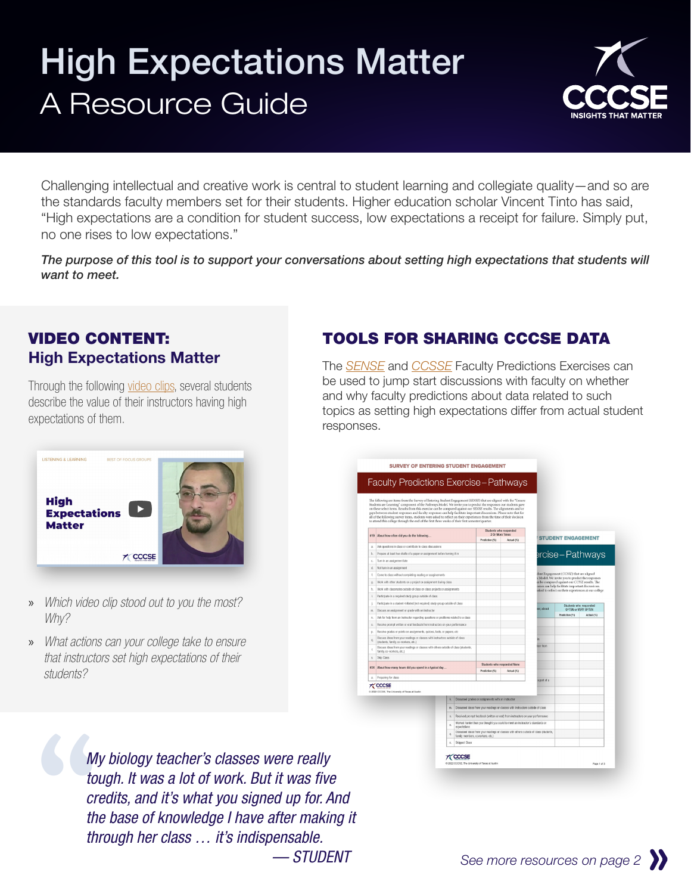# High Expectations Matter
## A Resource Guide

Challenging intellectual and creative work is central to student learning and collegiate quality—and so are the standards faculty members set for their students. Higher education scholar Vincent Tinto has said, "High expectations are a condition for student success, low expectations a receipt for failure. Simply put, no one rises to low expectations."

*The purpose of this tool is to support your conversations about setting high expectations that students will want to meet.*

## VIDEO CONTENT: High Expectations Matter

Through the following video clips, several students describe the value of their instructors having high expectations of them.

- *Which video clip stood out to you the most? Why?*
- *What actions can your college take to ensure that instructors set high expectations of their students?*

## TOOLS FOR SHARING CCCSE DATA

The SENSE and CCSSE Faculty Predictions Exercises can be used to jump start discussions with faculty on whether and why faculty predictions about data related to such topics as setting high expectations differ from actual student responses.

> *My biology teacher's classes were really tough. It was a lot of work. But it was five credits, and it's what you signed up for. And the base of knowledge I have after making it through her class … it's indispensable.*
> — STUDENT

*See more resources on page 2*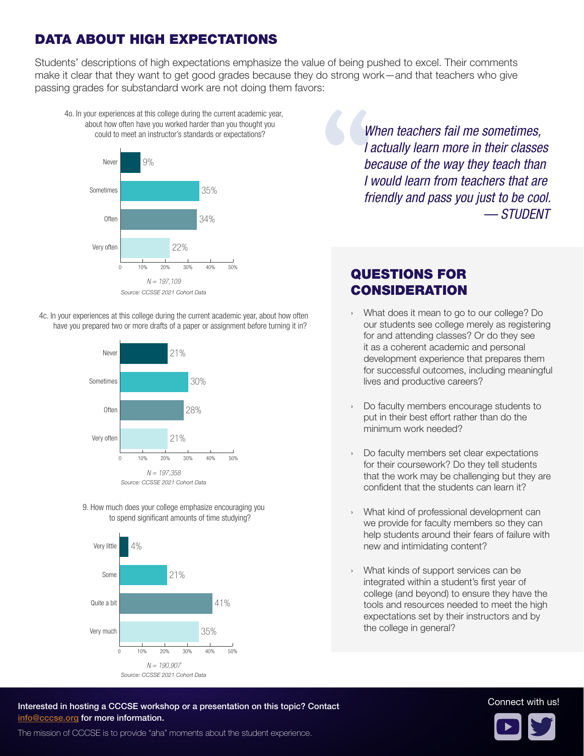## DATA ABOUT HIGH EXPECTATIONS

Students' descriptions of high expectations emphasize the value of being pushed to excel. Their comments make it clear that they want to get good grades because they do strong work—and that teachers who give passing grades for substandard work are not doing them favors:

4o. In your experiences at this college during the current academic year, about how often have you worked harder than you thought you could to meet an instructor's standards or expectations?

Never 9%
Sometimes 35%
Often 34%
Very often 22%

0 10% 20% 30% 40% 50%

*N = 197,109*

*Source: CCSSE 2021 Cohort Data*

4c. In your experiences at this college during the current academic year, about how often have you prepared two or more drafts of a paper or assignment before turning it in?

Never 21%
Sometimes 30%
Often 28%
Very often 21%

0 10% 20% 30% 40% 50%

*N = 197,358*

*Source: CCSSE 2021 Cohort Data*

9. How much does your college emphasize encouraging you to spend significant amounts of time studying?

Very little 4%
Some 21%
Quite a bit 41%
Very much 35%

0 10% 20% 30% 40% 50%

*N = 190,907*

*Source: CCSSE 2021 Cohort Data*

> *When teachers fail me sometimes, I actually learn more in their classes because of the way they teach than I would learn from teachers that are friendly and pass you just to be cool.*
> *— STUDENT*

## QUESTIONS FOR CONSIDERATION

- What does it mean to go to our college? Do our students see college merely as registering for and attending classes? Or do they see it as a coherent academic and personal development experience that prepares them for successful outcomes, including meaningful lives and productive careers?
- Do faculty members encourage students to put in their best effort rather than do the minimum work needed?
- Do faculty members set clear expectations for their coursework? Do they tell students that the work may be challenging but they are confident that the students can learn it?
- What kind of professional development can we provide for faculty members so they can help students around their fears of failure with new and intimidating content?
- What kinds of support services can be integrated within a student's first year of college (and beyond) to ensure they have the tools and resources needed to meet the high expectations set by their instructors and by the college in general?

**Interested in hosting a CCCSE workshop or a presentation on this topic? Contact info@cccse.org for more information.**

The mission of CCCSE is to provide "aha" moments about the student experience.

Connect with us!